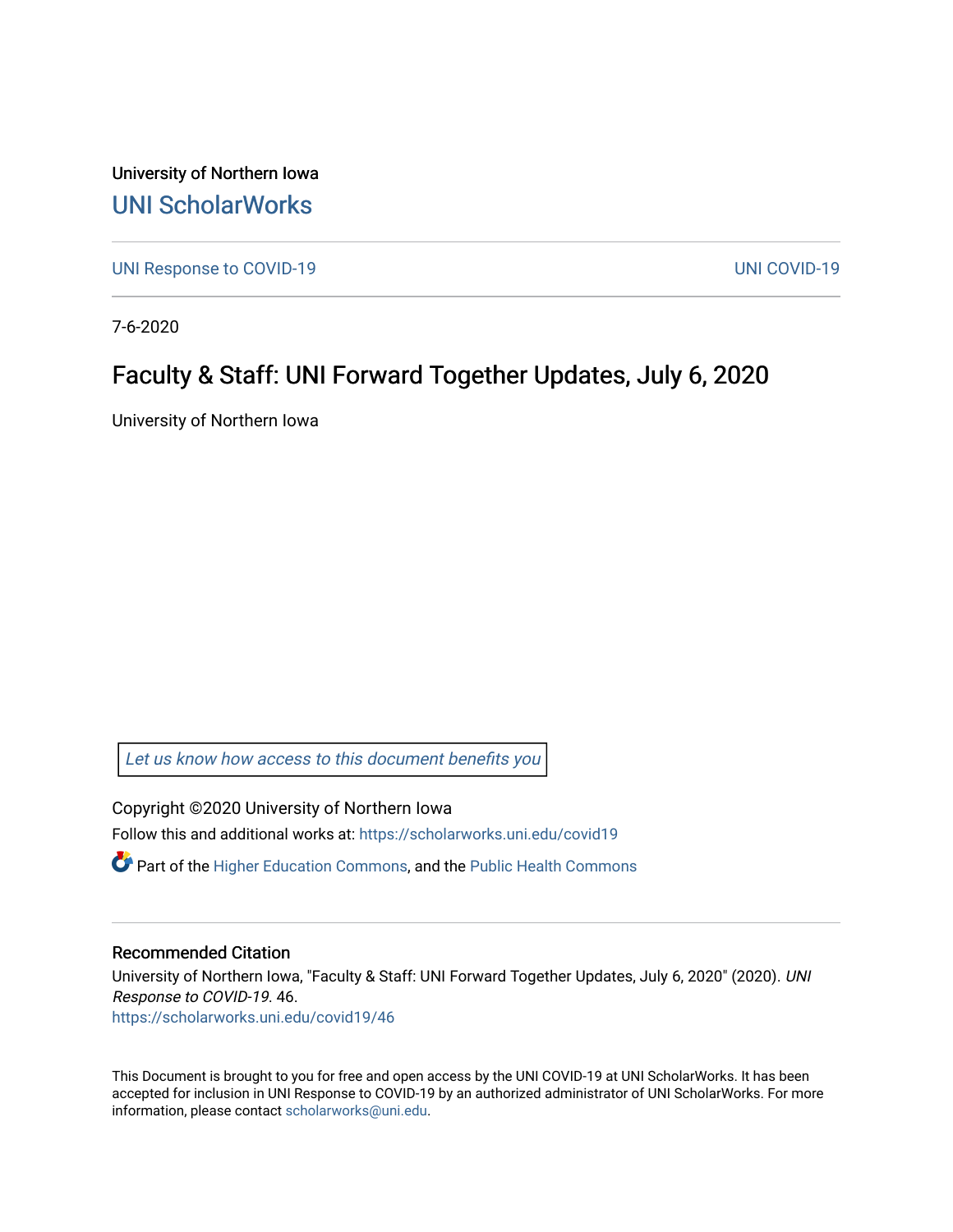University of Northern Iowa

UNI ScholarWorks

UNI Response to COVID-19 UNI COVID-19

7-6-2020

# Faculty & Staff: UNI Forward Together Updates, July 6, 2020

University of Northern Iowa

Let us know how access to this document benefits you

Copyright ©2020 University of Northern Iowa

Follow this and additional works at: https://scholarworks.uni.edu/covid19

Part of the Higher Education Commons, and the Public Health Commons

## Recommended Citation

University of Northern Iowa, "Faculty & Staff: UNI Forward Together Updates, July 6, 2020" (2020). *UNI Response to COVID-19*. 46.
https://scholarworks.uni.edu/covid19/46

This Document is brought to you for free and open access by the UNI COVID-19 at UNI ScholarWorks. It has been accepted for inclusion in UNI Response to COVID-19 by an authorized administrator of UNI ScholarWorks. For more information, please contact scholarworks@uni.edu.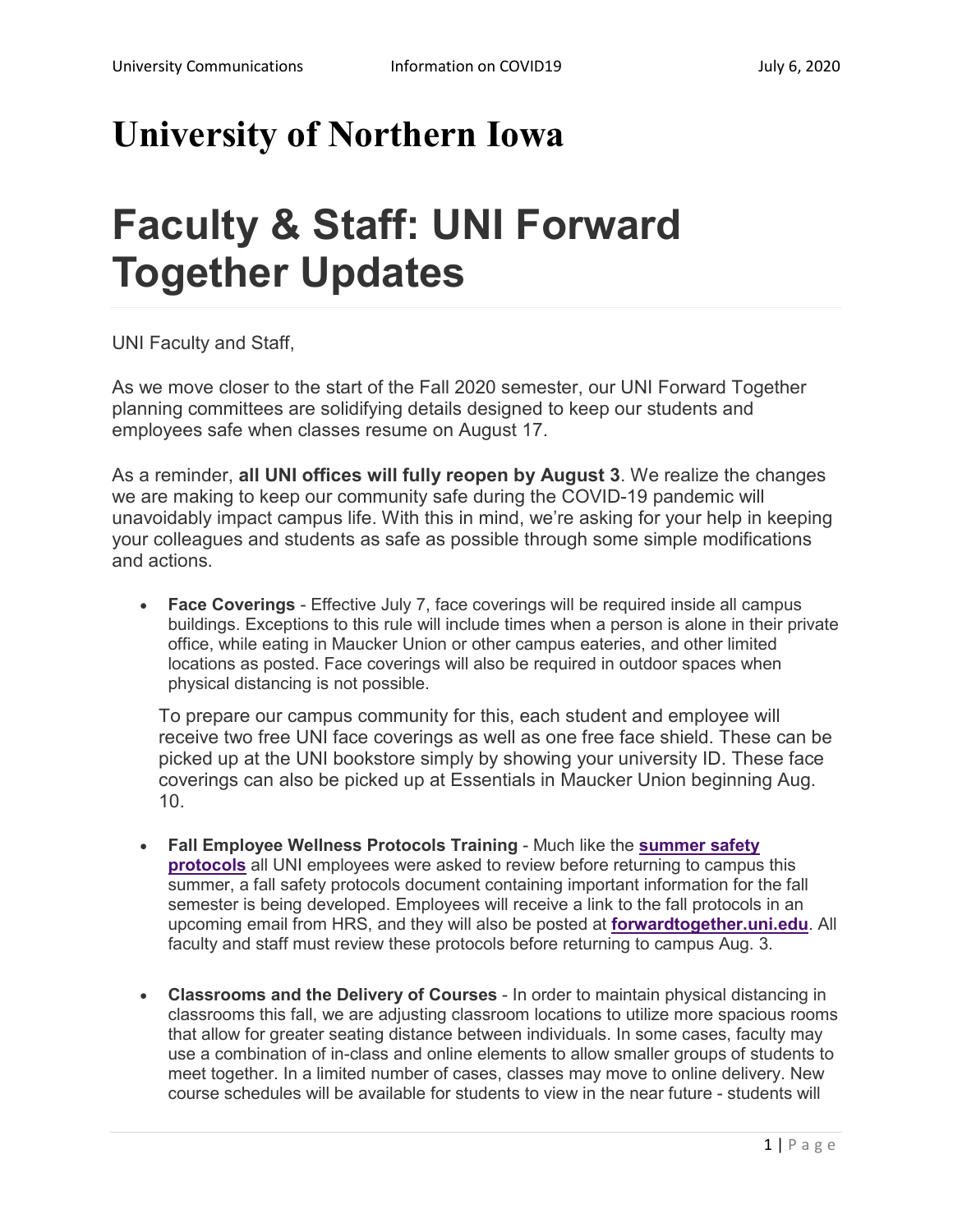# University of Northern Iowa

# Faculty & Staff: UNI Forward Together Updates

UNI Faculty and Staff,

As we move closer to the start of the Fall 2020 semester, our UNI Forward Together planning committees are solidifying details designed to keep our students and employees safe when classes resume on August 17.

As a reminder, **all UNI offices will fully reopen by August 3**. We realize the changes we are making to keep our community safe during the COVID-19 pandemic will unavoidably impact campus life. With this in mind, we're asking for your help in keeping your colleagues and students as safe as possible through some simple modifications and actions.

- **Face Coverings** - Effective July 7, face coverings will be required inside all campus buildings. Exceptions to this rule will include times when a person is alone in their private office, while eating in Maucker Union or other campus eateries, and other limited locations as posted. Face coverings will also be required in outdoor spaces when physical distancing is not possible.

  To prepare our campus community for this, each student and employee will receive two free UNI face coverings as well as one free face shield. These can be picked up at the UNI bookstore simply by showing your university ID. These face coverings can also be picked up at Essentials in Maucker Union beginning Aug. 10.

- **Fall Employee Wellness Protocols Training** - Much like the **summer safety protocols** all UNI employees were asked to review before returning to campus this summer, a fall safety protocols document containing important information for the fall semester is being developed. Employees will receive a link to the fall protocols in an upcoming email from HRS, and they will also be posted at **forwardtogether.uni.edu**. All faculty and staff must review these protocols before returning to campus Aug. 3.

- **Classrooms and the Delivery of Courses** - In order to maintain physical distancing in classrooms this fall, we are adjusting classroom locations to utilize more spacious rooms that allow for greater seating distance between individuals. In some cases, faculty may use a combination of in-class and online elements to allow smaller groups of students to meet together. In a limited number of cases, classes may move to online delivery. New course schedules will be available for students to view in the near future - students will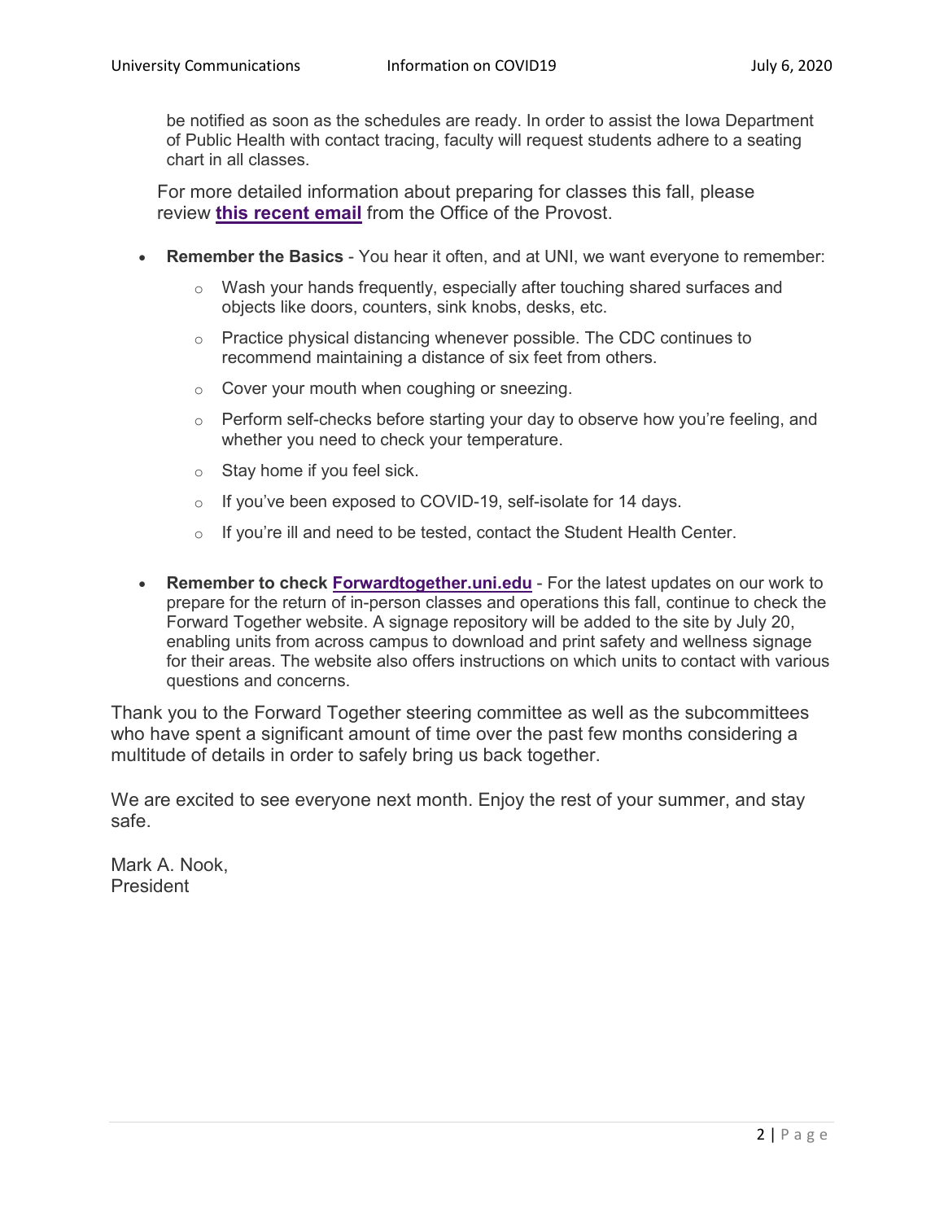be notified as soon as the schedules are ready. In order to assist the Iowa Department of Public Health with contact tracing, faculty will request students adhere to a seating chart in all classes.

For more detailed information about preparing for classes this fall, please review **this recent email** from the Office of the Provost.

- **Remember the Basics** - You hear it often, and at UNI, we want everyone to remember:
  - Wash your hands frequently, especially after touching shared surfaces and objects like doors, counters, sink knobs, desks, etc.
  - Practice physical distancing whenever possible. The CDC continues to recommend maintaining a distance of six feet from others.
  - Cover your mouth when coughing or sneezing.
  - Perform self-checks before starting your day to observe how you're feeling, and whether you need to check your temperature.
  - Stay home if you feel sick.
  - If you've been exposed to COVID-19, self-isolate for 14 days.
  - If you're ill and need to be tested, contact the Student Health Center.

- **Remember to check Forwardtogether.uni.edu** - For the latest updates on our work to prepare for the return of in-person classes and operations this fall, continue to check the Forward Together website. A signage repository will be added to the site by July 20, enabling units from across campus to download and print safety and wellness signage for their areas. The website also offers instructions on which units to contact with various questions and concerns.

Thank you to the Forward Together steering committee as well as the subcommittees who have spent a significant amount of time over the past few months considering a multitude of details in order to safely bring us back together.

We are excited to see everyone next month. Enjoy the rest of your summer, and stay safe.

Mark A. Nook,
President